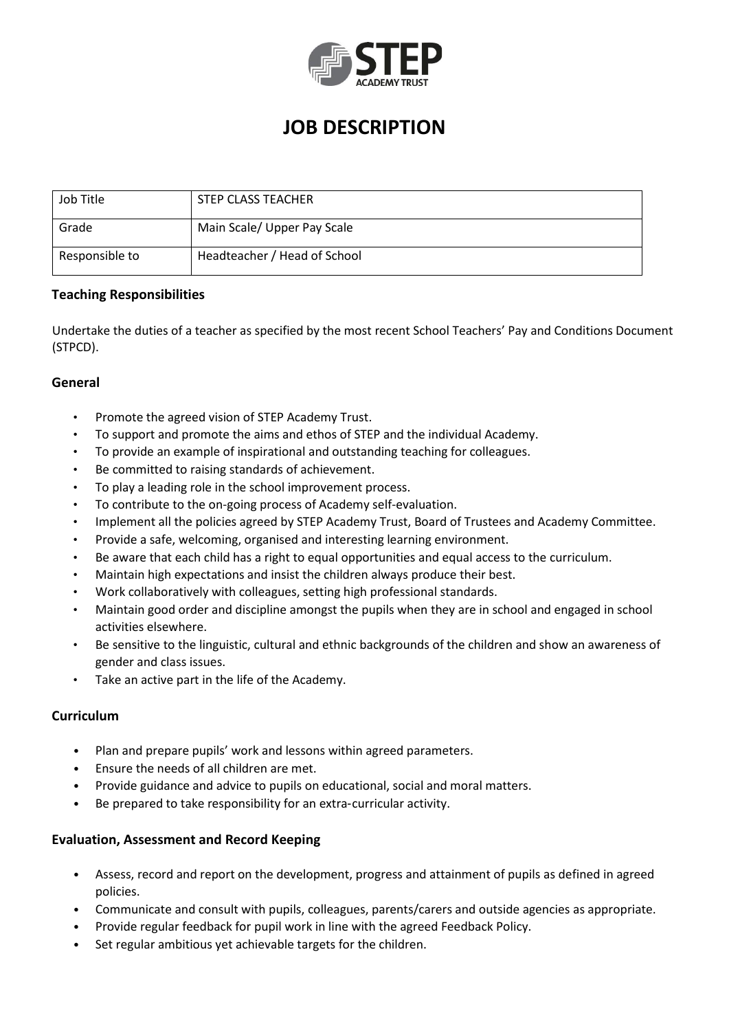# JOB DESCRIPTION

| Job Title | STEP CLASS TEACHER |
|---|---|
| Grade | Main Scale/ Upper Pay Scale |
| Responsible to | Headteacher / Head of School |

### Teaching Responsibilities

Undertake the duties of a teacher as specified by the most recent School Teachers' Pay and Conditions Document (STPCD).

### General

- Promote the agreed vision of STEP Academy Trust.
- To support and promote the aims and ethos of STEP and the individual Academy.
- To provide an example of inspirational and outstanding teaching for colleagues.
- Be committed to raising standards of achievement.
- To play a leading role in the school improvement process.
- To contribute to the on-going process of Academy self-evaluation.
- Implement all the policies agreed by STEP Academy Trust, Board of Trustees and Academy Committee.
- Provide a safe, welcoming, organised and interesting learning environment.
- Be aware that each child has a right to equal opportunities and equal access to the curriculum.
- Maintain high expectations and insist the children always produce their best.
- Work collaboratively with colleagues, setting high professional standards.
- Maintain good order and discipline amongst the pupils when they are in school and engaged in school activities elsewhere.
- Be sensitive to the linguistic, cultural and ethnic backgrounds of the children and show an awareness of gender and class issues.
- Take an active part in the life of the Academy.

### Curriculum

- Plan and prepare pupils' work and lessons within agreed parameters.
- Ensure the needs of all children are met.
- Provide guidance and advice to pupils on educational, social and moral matters.
- Be prepared to take responsibility for an extra-curricular activity.

### Evaluation, Assessment and Record Keeping

- Assess, record and report on the development, progress and attainment of pupils as defined in agreed policies.
- Communicate and consult with pupils, colleagues, parents/carers and outside agencies as appropriate.
- Provide regular feedback for pupil work in line with the agreed Feedback Policy.
- Set regular ambitious yet achievable targets for the children.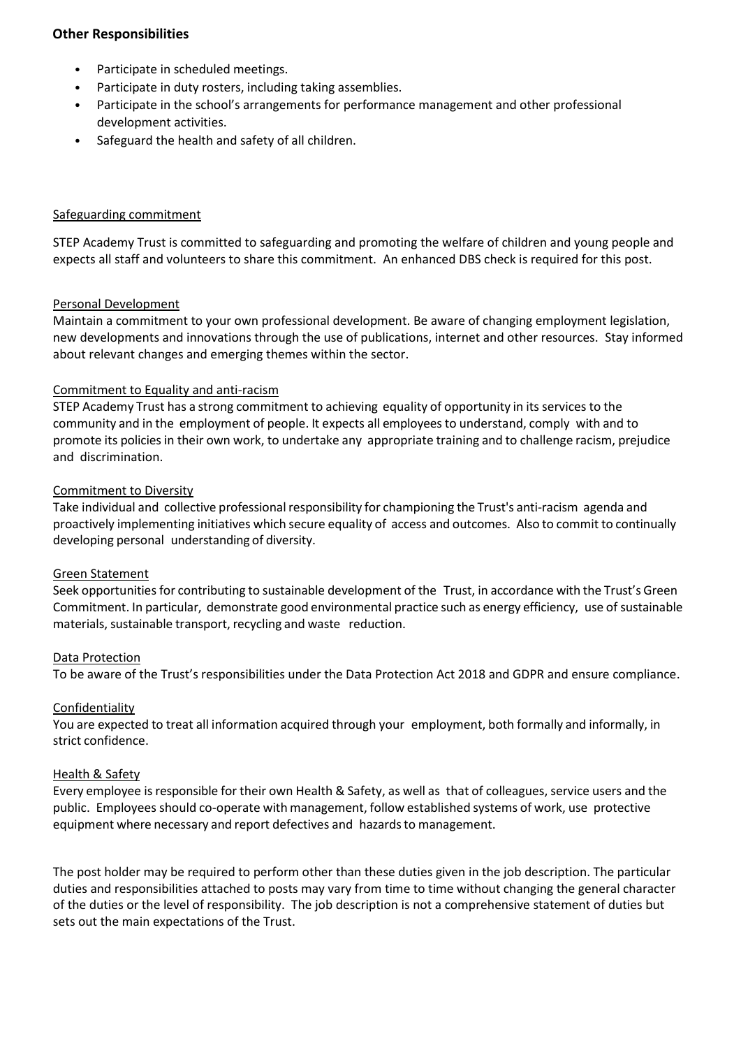### Other Responsibilities

- Participate in scheduled meetings.
- Participate in duty rosters, including taking assemblies.
- Participate in the school's arrangements for performance management and other professional development activities.
- Safeguard the health and safety of all children.

Safeguarding commitment

STEP Academy Trust is committed to safeguarding and promoting the welfare of children and young people and expects all staff and volunteers to share this commitment. An enhanced DBS check is required for this post.

Personal Development

Maintain a commitment to your own professional development. Be aware of changing employment legislation, new developments and innovations through the use of publications, internet and other resources. Stay informed about relevant changes and emerging themes within the sector.

Commitment to Equality and anti-racism

STEP Academy Trust has a strong commitment to achieving equality of opportunity in its services to the community and in the employment of people. It expects all employees to understand, comply with and to promote its policies in their own work, to undertake any appropriate training and to challenge racism, prejudice and discrimination.

Commitment to Diversity

Take individual and collective professional responsibility for championing the Trust's anti-racism agenda and proactively implementing initiatives which secure equality of access and outcomes. Also to commit to continually developing personal understanding of diversity.

Green Statement

Seek opportunities for contributing to sustainable development of the Trust, in accordance with the Trust's Green Commitment. In particular, demonstrate good environmental practice such as energy efficiency, use of sustainable materials, sustainable transport, recycling and waste reduction.

Data Protection

To be aware of the Trust's responsibilities under the Data Protection Act 2018 and GDPR and ensure compliance.

Confidentiality

You are expected to treat all information acquired through your employment, both formally and informally, in strict confidence.

Health & Safety

Every employee is responsible for their own Health & Safety, as well as that of colleagues, service users and the public. Employees should co-operate with management, follow established systems of work, use protective equipment where necessary and report defectives and hazards to management.

The post holder may be required to perform other than these duties given in the job description. The particular duties and responsibilities attached to posts may vary from time to time without changing the general character of the duties or the level of responsibility. The job description is not a comprehensive statement of duties but sets out the main expectations of the Trust.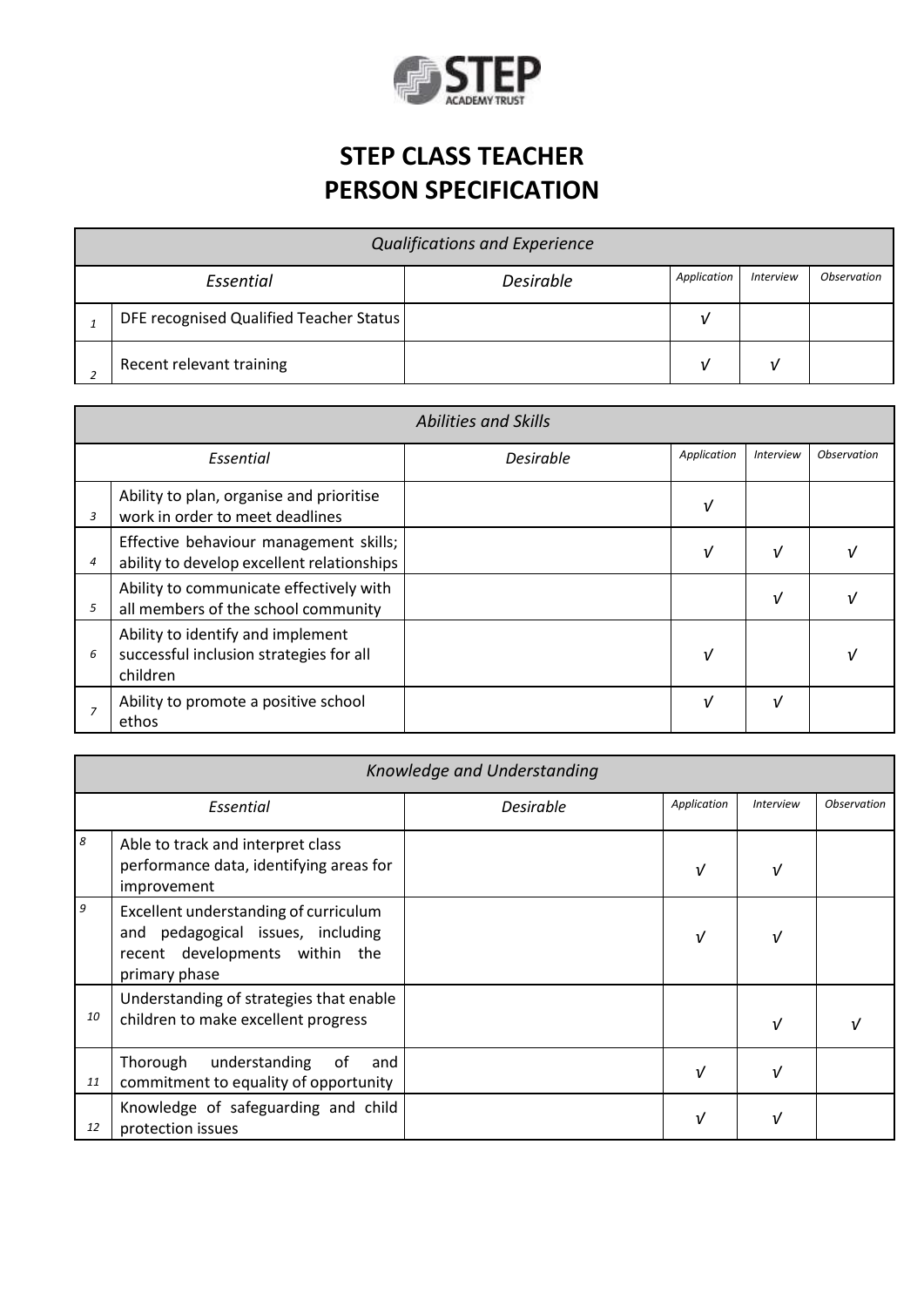# STEP CLASS TEACHER
# PERSON SPECIFICATION

| *Qualifications and Experience* | | | | | |
|---|---|---|---|---|---|
| | *Essential* | *Desirable* | *Application* | *Interview* | *Observation* |
| *1* | DFE recognised Qualified Teacher Status | | √ | | |
| *2* | Recent relevant training | | √ | √ | |

| *Abilities and Skills* | | | | | |
|---|---|---|---|---|---|
| | *Essential* | *Desirable* | *Application* | *Interview* | *Observation* |
| *3* | Ability to plan, organise and prioritise work in order to meet deadlines | | √ | | |
| *4* | Effective behaviour management skills; ability to develop excellent relationships | | √ | √ | √ |
| *5* | Ability to communicate effectively with all members of the school community | | | √ | √ |
| *6* | Ability to identify and implement successful inclusion strategies for all children | | √ | | √ |
| *7* | Ability to promote a positive school ethos | | √ | √ | |

| *Knowledge and Understanding* | | | | | |
|---|---|---|---|---|---|
| | *Essential* | *Desirable* | *Application* | *Interview* | *Observation* |
| *8* | Able to track and interpret class performance data, identifying areas for improvement | | √ | √ | |
| *9* | Excellent understanding of curriculum and pedagogical issues, including recent developments within the primary phase | | √ | √ | |
| *10* | Understanding of strategies that enable children to make excellent progress | | | √ | √ |
| *11* | Thorough understanding of and commitment to equality of opportunity | | √ | √ | |
| *12* | Knowledge of safeguarding and child protection issues | | √ | √ | |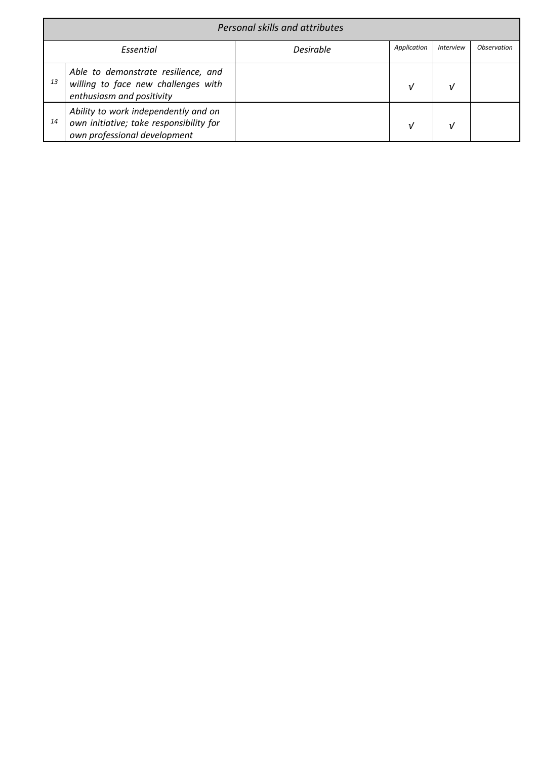| Personal skills and attributes | | | | | |
|---|---|---|---|---|---|
| Essential | | Desirable | Application | Interview | Observation |
| 13 | Able to demonstrate resilience, and willing to face new challenges with enthusiasm and positivity | | √ | √ | |
| 14 | Ability to work independently and on own initiative; take responsibility for own professional development | | √ | √ | |